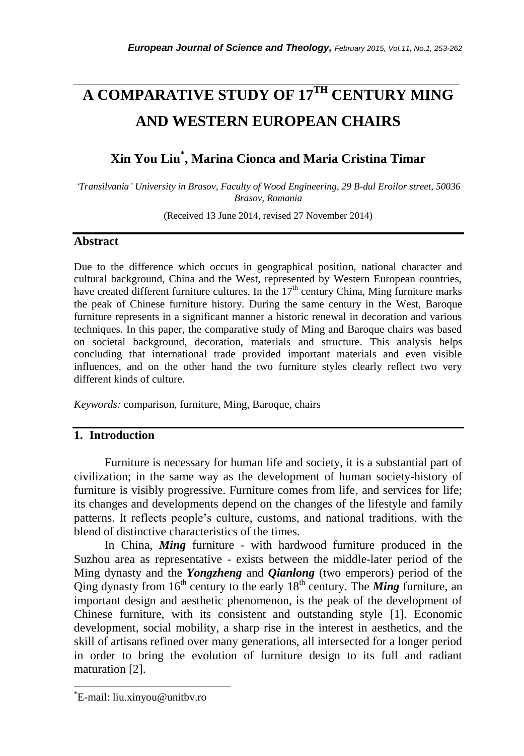# A COMPARATIVE STUDY OF 17TH CENTURY MING AND WESTERN EUROPEAN CHAIRS

## Xin You Liu*, Marina Cionca and Maria Cristina Timar

*'Transilvania' University in Brasov, Faculty of Wood Engineering, 29 B-dul Eroilor street, 50036 Brasov, Romania*

(Received 13 June 2014, revised 27 November 2014)

## Abstract

Due to the difference which occurs in geographical position, national character and cultural background, China and the West, represented by Western European countries, have created different furniture cultures. In the 17th century China, Ming furniture marks the peak of Chinese furniture history. During the same century in the West, Baroque furniture represents in a significant manner a historic renewal in decoration and various techniques. In this paper, the comparative study of Ming and Baroque chairs was based on societal background, decoration, materials and structure. This analysis helps concluding that international trade provided important materials and even visible influences, and on the other hand the two furniture styles clearly reflect two very different kinds of culture.

*Keywords:* comparison, furniture, Ming, Baroque, chairs

## 1. Introduction

Furniture is necessary for human life and society, it is a substantial part of civilization; in the same way as the development of human society-history of furniture is visibly progressive. Furniture comes from life, and services for life; its changes and developments depend on the changes of the lifestyle and family patterns. It reflects people's culture, customs, and national traditions, with the blend of distinctive characteristics of the times.

In China, ***Ming*** furniture - with hardwood furniture produced in the Suzhou area as representative - exists between the middle-later period of the Ming dynasty and the ***Yongzheng*** and ***Qianlong*** (two emperors) period of the Qing dynasty from 16th century to the early 18th century. The ***Ming*** furniture, an important design and aesthetic phenomenon, is the peak of the development of Chinese furniture, with its consistent and outstanding style [1]. Economic development, social mobility, a sharp rise in the interest in aesthetics, and the skill of artisans refined over many generations, all intersected for a longer period in order to bring the evolution of furniture design to its full and radiant maturation [2].

---

*E-mail: liu.xinyou@unitbv.ro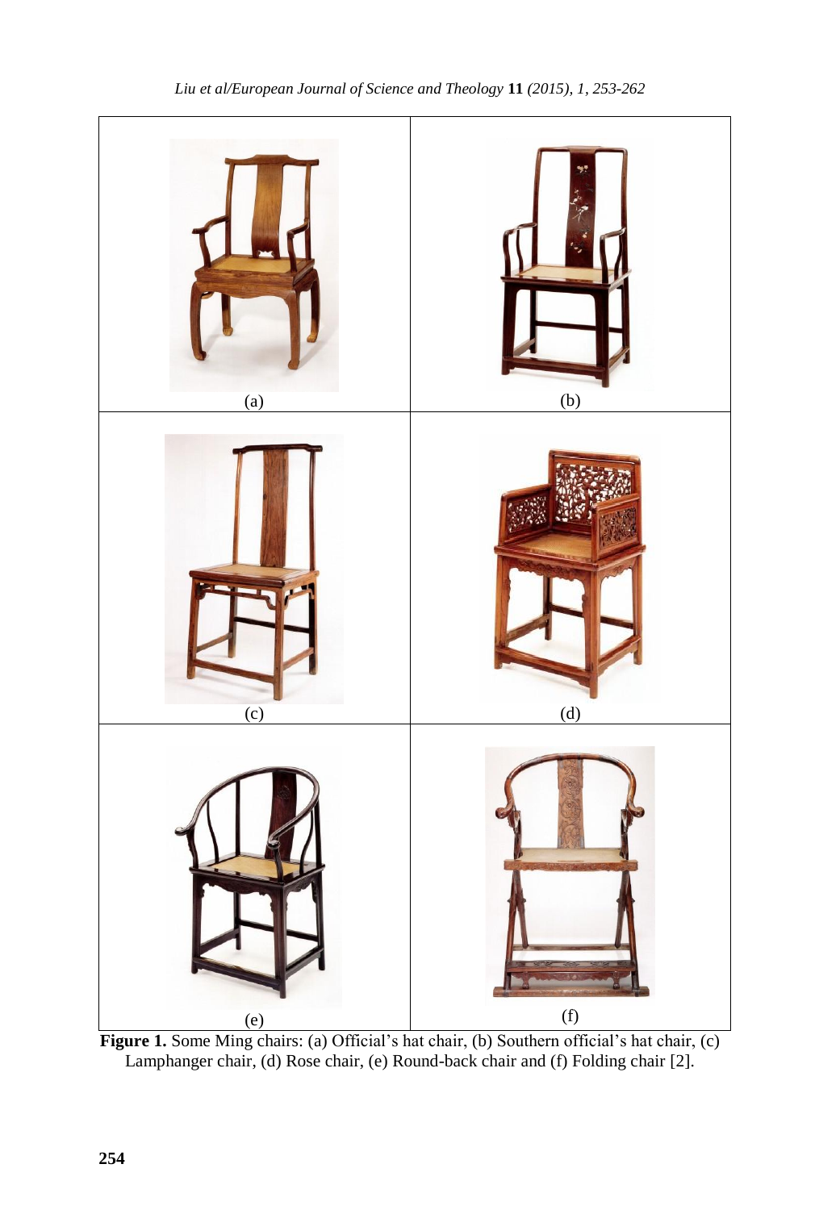(a)

(b)

(c)

(d)

(e)

(f)

**Figure 1.** Some Ming chairs: (a) Official's hat chair, (b) Southern official's hat chair, (c) Lamphanger chair, (d) Rose chair, (e) Round-back chair and (f) Folding chair [2].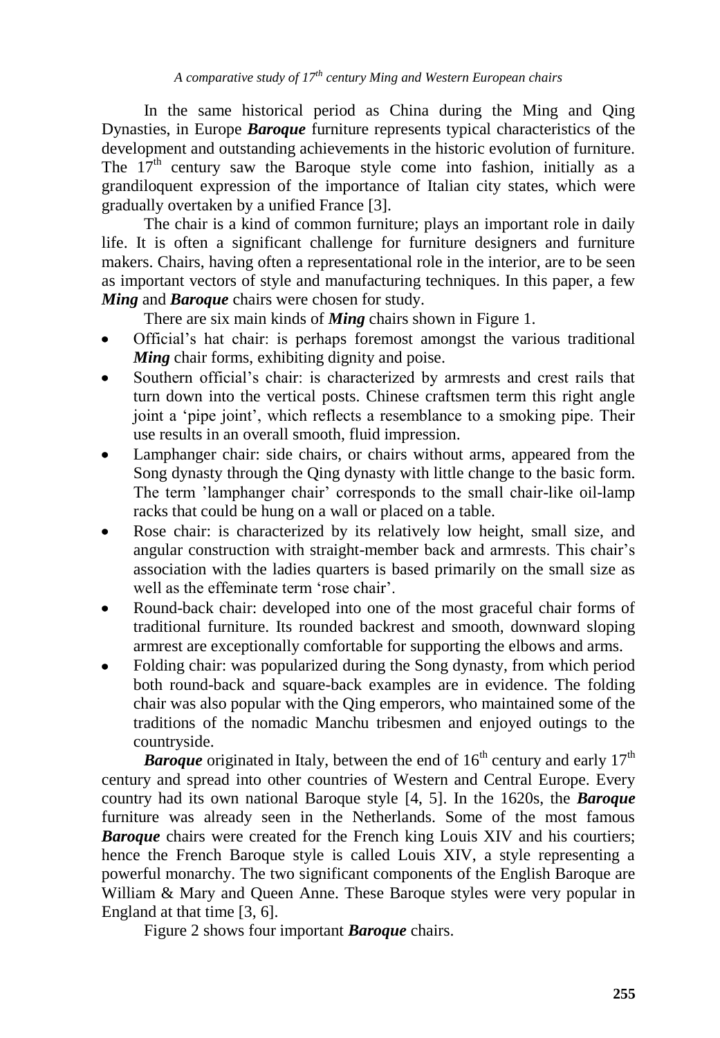In the same historical period as China during the Ming and Qing Dynasties, in Europe ***Baroque*** furniture represents typical characteristics of the development and outstanding achievements in the historic evolution of furniture. The 17th century saw the Baroque style come into fashion, initially as a grandiloquent expression of the importance of Italian city states, which were gradually overtaken by a unified France [3].

The chair is a kind of common furniture; plays an important role in daily life. It is often a significant challenge for furniture designers and furniture makers. Chairs, having often a representational role in the interior, are to be seen as important vectors of style and manufacturing techniques. In this paper, a few ***Ming*** and ***Baroque*** chairs were chosen for study.

There are six main kinds of ***Ming*** chairs shown in Figure 1.

- Official's hat chair: is perhaps foremost amongst the various traditional ***Ming*** chair forms, exhibiting dignity and poise.
- Southern official's chair: is characterized by armrests and crest rails that turn down into the vertical posts. Chinese craftsmen term this right angle joint a 'pipe joint', which reflects a resemblance to a smoking pipe. Their use results in an overall smooth, fluid impression.
- Lamphanger chair: side chairs, or chairs without arms, appeared from the Song dynasty through the Qing dynasty with little change to the basic form. The term 'lamphanger chair' corresponds to the small chair-like oil-lamp racks that could be hung on a wall or placed on a table.
- Rose chair: is characterized by its relatively low height, small size, and angular construction with straight-member back and armrests. This chair's association with the ladies quarters is based primarily on the small size as well as the effeminate term 'rose chair'.
- Round-back chair: developed into one of the most graceful chair forms of traditional furniture. Its rounded backrest and smooth, downward sloping armrest are exceptionally comfortable for supporting the elbows and arms.
- Folding chair: was popularized during the Song dynasty, from which period both round-back and square-back examples are in evidence. The folding chair was also popular with the Qing emperors, who maintained some of the traditions of the nomadic Manchu tribesmen and enjoyed outings to the countryside.

***Baroque*** originated in Italy, between the end of 16th century and early 17th century and spread into other countries of Western and Central Europe. Every country had its own national Baroque style [4, 5]. In the 1620s, the ***Baroque*** furniture was already seen in the Netherlands. Some of the most famous ***Baroque*** chairs were created for the French king Louis XIV and his courtiers; hence the French Baroque style is called Louis XIV, a style representing a powerful monarchy. The two significant components of the English Baroque are William & Mary and Queen Anne. These Baroque styles were very popular in England at that time [3, 6].

Figure 2 shows four important ***Baroque*** chairs.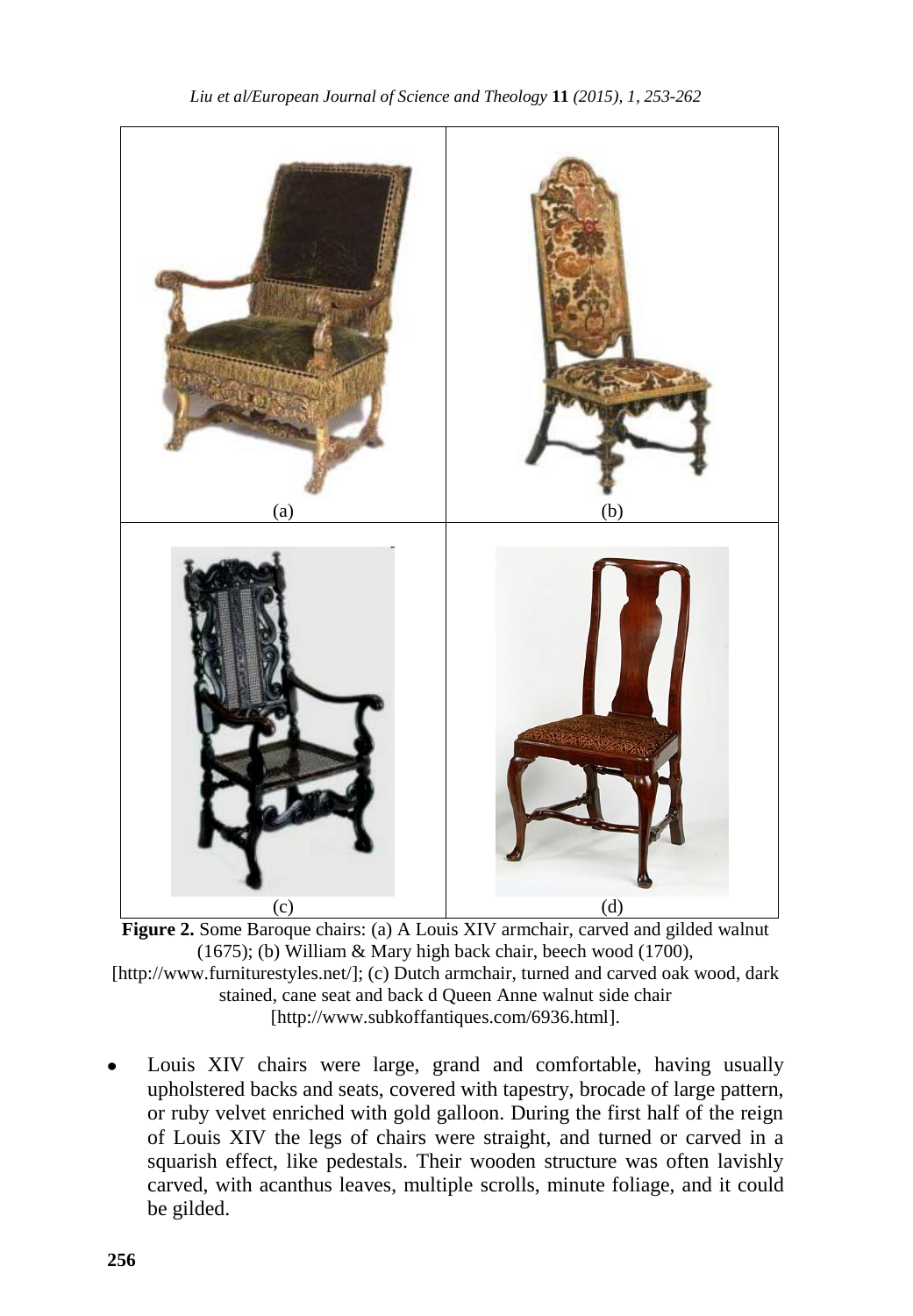(a) (b)

(c) (d)

**Figure 2.** Some Baroque chairs: (a) A Louis XIV armchair, carved and gilded walnut (1675); (b) William & Mary high back chair, beech wood (1700), [http://www.furniturestyles.net/]; (c) Dutch armchair, turned and carved oak wood, dark stained, cane seat and back d Queen Anne walnut side chair [http://www.subkoffantiques.com/6936.html].

- Louis XIV chairs were large, grand and comfortable, having usually upholstered backs and seats, covered with tapestry, brocade of large pattern, or ruby velvet enriched with gold galloon. During the first half of the reign of Louis XIV the legs of chairs were straight, and turned or carved in a squarish effect, like pedestals. Their wooden structure was often lavishly carved, with acanthus leaves, multiple scrolls, minute foliage, and it could be gilded.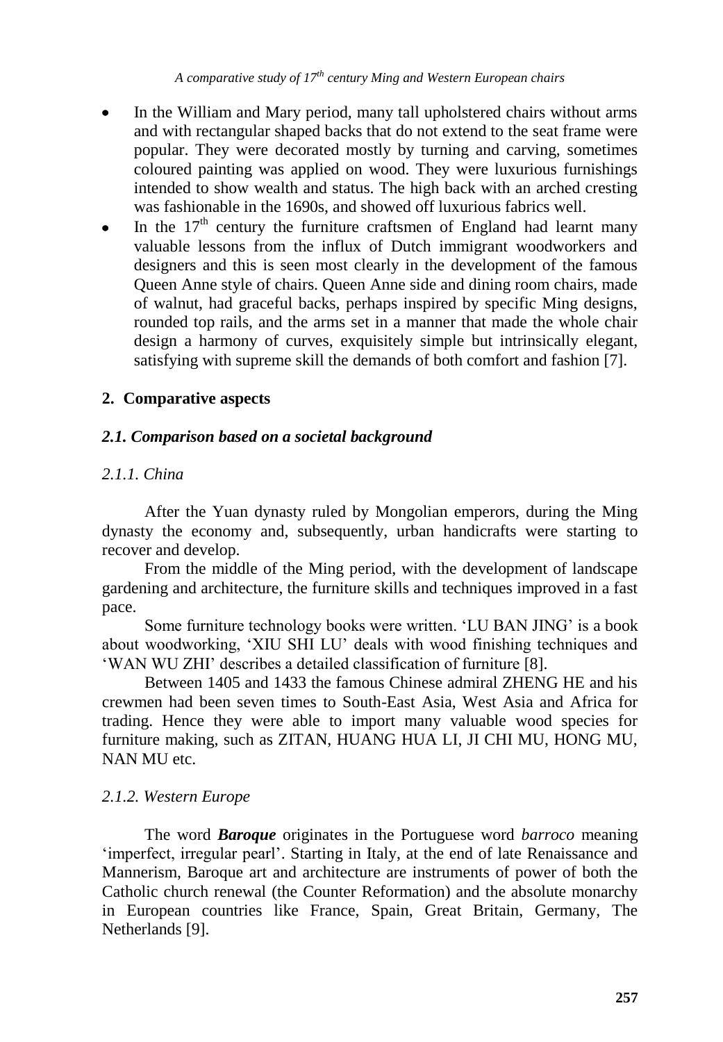- In the William and Mary period, many tall upholstered chairs without arms and with rectangular shaped backs that do not extend to the seat frame were popular. They were decorated mostly by turning and carving, sometimes coloured painting was applied on wood. They were luxurious furnishings intended to show wealth and status. The high back with an arched cresting was fashionable in the 1690s, and showed off luxurious fabrics well.
- In the 17th century the furniture craftsmen of England had learnt many valuable lessons from the influx of Dutch immigrant woodworkers and designers and this is seen most clearly in the development of the famous Queen Anne style of chairs. Queen Anne side and dining room chairs, made of walnut, had graceful backs, perhaps inspired by specific Ming designs, rounded top rails, and the arms set in a manner that made the whole chair design a harmony of curves, exquisitely simple but intrinsically elegant, satisfying with supreme skill the demands of both comfort and fashion [7].

## 2. Comparative aspects

### *2.1. Comparison based on a societal background*

#### *2.1.1. China*

After the Yuan dynasty ruled by Mongolian emperors, during the Ming dynasty the economy and, subsequently, urban handicrafts were starting to recover and develop.

From the middle of the Ming period, with the development of landscape gardening and architecture, the furniture skills and techniques improved in a fast pace.

Some furniture technology books were written. 'LU BAN JING' is a book about woodworking, 'XIU SHI LU' deals with wood finishing techniques and 'WAN WU ZHI' describes a detailed classification of furniture [8].

Between 1405 and 1433 the famous Chinese admiral ZHENG HE and his crewmen had been seven times to South-East Asia, West Asia and Africa for trading. Hence they were able to import many valuable wood species for furniture making, such as ZITAN, HUANG HUA LI, JI CHI MU, HONG MU, NAN MU etc.

#### *2.1.2. Western Europe*

The word ***Baroque*** originates in the Portuguese word *barroco* meaning 'imperfect, irregular pearl'. Starting in Italy, at the end of late Renaissance and Mannerism, Baroque art and architecture are instruments of power of both the Catholic church renewal (the Counter Reformation) and the absolute monarchy in European countries like France, Spain, Great Britain, Germany, The Netherlands [9].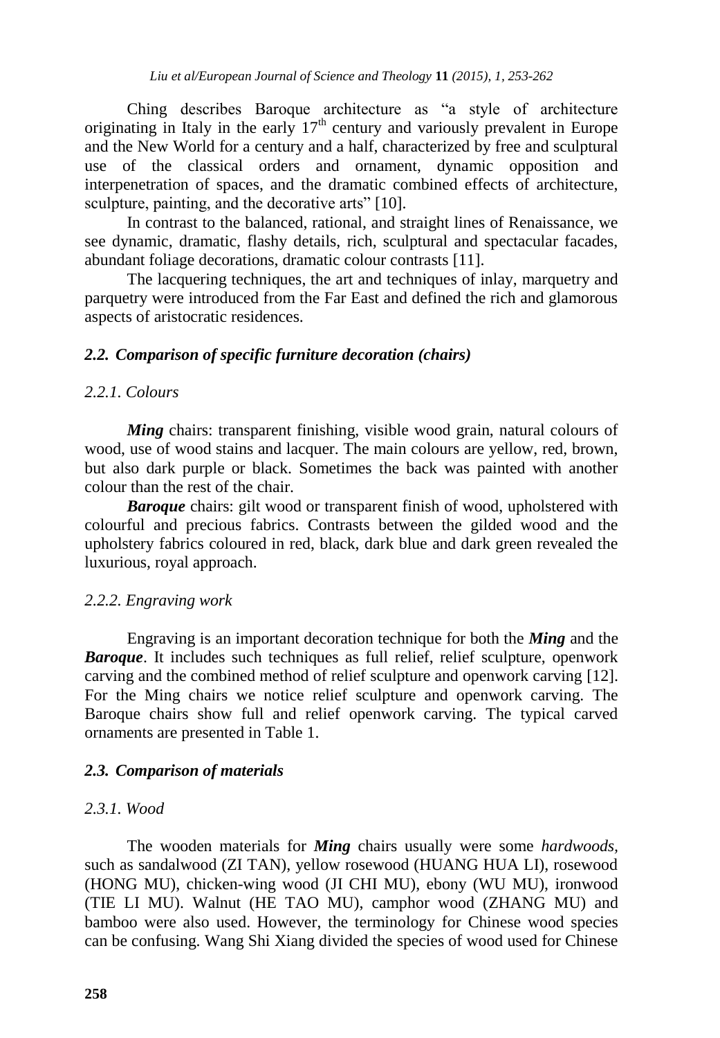Ching describes Baroque architecture as "a style of architecture originating in Italy in the early $17^{th}$ century and variously prevalent in Europe and the New World for a century and a half, characterized by free and sculptural use of the classical orders and ornament, dynamic opposition and interpenetration of spaces, and the dramatic combined effects of architecture, sculpture, painting, and the decorative arts" [10].

In contrast to the balanced, rational, and straight lines of Renaissance, we see dynamic, dramatic, flashy details, rich, sculptural and spectacular facades, abundant foliage decorations, dramatic colour contrasts [11].

The lacquering techniques, the art and techniques of inlay, marquetry and parquetry were introduced from the Far East and defined the rich and glamorous aspects of aristocratic residences.

### *2.2. Comparison of specific furniture decoration (chairs)*

#### *2.2.1. Colours*

***Ming*** chairs: transparent finishing, visible wood grain, natural colours of wood, use of wood stains and lacquer. The main colours are yellow, red, brown, but also dark purple or black. Sometimes the back was painted with another colour than the rest of the chair.

***Baroque*** chairs: gilt wood or transparent finish of wood, upholstered with colourful and precious fabrics. Contrasts between the gilded wood and the upholstery fabrics coloured in red, black, dark blue and dark green revealed the luxurious, royal approach.

#### *2.2.2. Engraving work*

Engraving is an important decoration technique for both the ***Ming*** and the ***Baroque***. It includes such techniques as full relief, relief sculpture, openwork carving and the combined method of relief sculpture and openwork carving [12]. For the Ming chairs we notice relief sculpture and openwork carving. The Baroque chairs show full and relief openwork carving. The typical carved ornaments are presented in Table 1.

### *2.3. Comparison of materials*

#### *2.3.1. Wood*

The wooden materials for ***Ming*** chairs usually were some *hardwoods*, such as sandalwood (ZI TAN), yellow rosewood (HUANG HUA LI), rosewood (HONG MU), chicken-wing wood (JI CHI MU), ebony (WU MU), ironwood (TIE LI MU). Walnut (HE TAO MU), camphor wood (ZHANG MU) and bamboo were also used. However, the terminology for Chinese wood species can be confusing. Wang Shi Xiang divided the species of wood used for Chinese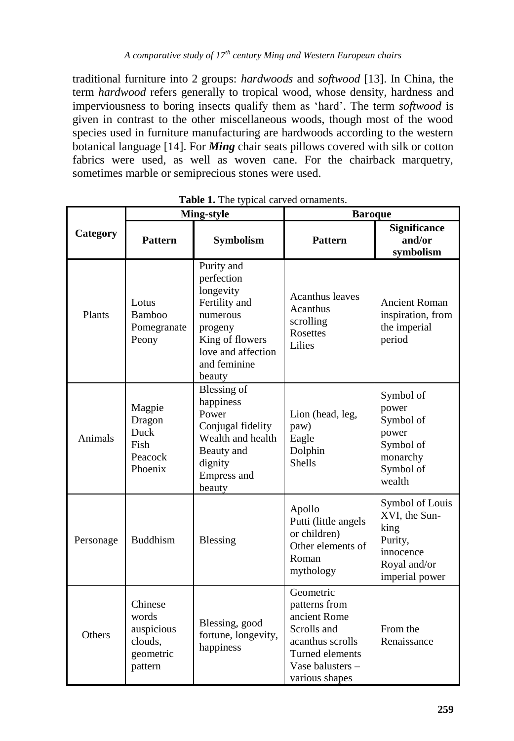traditional furniture into 2 groups: *hardwoods* and *softwood* [13]. In China, the term *hardwood* refers generally to tropical wood, whose density, hardness and imperviousness to boring insects qualify them as 'hard'. The term *softwood* is given in contrast to the other miscellaneous woods, though most of the wood species used in furniture manufacturing are hardwoods according to the western botanical language [14]. For ***Ming*** chair seats pillows covered with silk or cotton fabrics were used, as well as woven cane. For the chairback marquetry, sometimes marble or semiprecious stones were used.

**Table 1.** The typical carved ornaments.

| Category | Ming-style | | Baroque | |
|---|---|---|---|---|
| | **Pattern** | **Symbolism** | **Pattern** | **Significance and/or symbolism** |
| Plants | Lotus<br>Bamboo<br>Pomegranate<br>Peony | Purity and perfection<br>longevity<br>Fertility and numerous progeny<br>King of flowers<br>love and affection and feminine beauty | Acanthus leaves<br>Acanthus scrolling<br>Rosettes<br>Lilies | Ancient Roman inspiration, from the imperial period |
| Animals | Magpie<br>Dragon<br>Duck<br>Fish<br>Peacock<br>Phoenix | Blessing of happiness<br>Power<br>Conjugal fidelity<br>Wealth and health<br>Beauty and dignity<br>Empress and beauty | Lion (head, leg, paw)<br>Eagle<br>Dolphin<br>Shells | Symbol of power<br>Symbol of power<br>Symbol of monarchy<br>Symbol of wealth |
| Personage | Buddhism | Blessing | Apollo<br>Putti (little angels or children)<br>Other elements of Roman mythology | Symbol of Louis XVI, the Sun-king<br>Purity, innocence<br>Royal and/or imperial power |
| Others | Chinese words auspicious clouds, geometric pattern | Blessing, good fortune, longevity, happiness | Geometric patterns from ancient Rome<br>Scrolls and acanthus scrolls<br>Turned elements<br>Vase balusters – various shapes | From the Renaissance |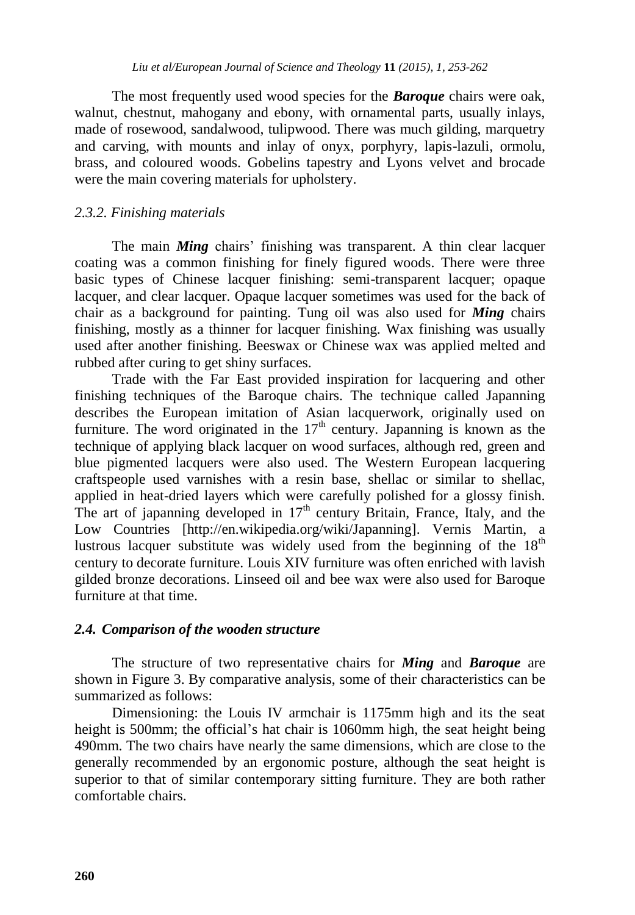The most frequently used wood species for the ***Baroque*** chairs were oak, walnut, chestnut, mahogany and ebony, with ornamental parts, usually inlays, made of rosewood, sandalwood, tulipwood. There was much gilding, marquetry and carving, with mounts and inlay of onyx, porphyry, lapis-lazuli, ormolu, brass, and coloured woods. Gobelins tapestry and Lyons velvet and brocade were the main covering materials for upholstery.

### *2.3.2. Finishing materials*

The main ***Ming*** chairs' finishing was transparent. A thin clear lacquer coating was a common finishing for finely figured woods. There were three basic types of Chinese lacquer finishing: semi-transparent lacquer; opaque lacquer, and clear lacquer. Opaque lacquer sometimes was used for the back of chair as a background for painting. Tung oil was also used for ***Ming*** chairs finishing, mostly as a thinner for lacquer finishing. Wax finishing was usually used after another finishing. Beeswax or Chinese wax was applied melted and rubbed after curing to get shiny surfaces.

Trade with the Far East provided inspiration for lacquering and other finishing techniques of the Baroque chairs. The technique called Japanning describes the European imitation of Asian lacquerwork, originally used on furniture. The word originated in the 17th century. Japanning is known as the technique of applying black lacquer on wood surfaces, although red, green and blue pigmented lacquers were also used. The Western European lacquering craftspeople used varnishes with a resin base, shellac or similar to shellac, applied in heat-dried layers which were carefully polished for a glossy finish. The art of japanning developed in 17th century Britain, France, Italy, and the Low Countries [http://en.wikipedia.org/wiki/Japanning]. Vernis Martin, a lustrous lacquer substitute was widely used from the beginning of the 18th century to decorate furniture. Louis XIV furniture was often enriched with lavish gilded bronze decorations. Linseed oil and bee wax were also used for Baroque furniture at that time.

## *2.4. Comparison of the wooden structure*

The structure of two representative chairs for ***Ming*** and ***Baroque*** are shown in Figure 3. By comparative analysis, some of their characteristics can be summarized as follows:

Dimensioning: the Louis IV armchair is 1175mm high and its the seat height is 500mm; the official's hat chair is 1060mm high, the seat height being 490mm. The two chairs have nearly the same dimensions, which are close to the generally recommended by an ergonomic posture, although the seat height is superior to that of similar contemporary sitting furniture. They are both rather comfortable chairs.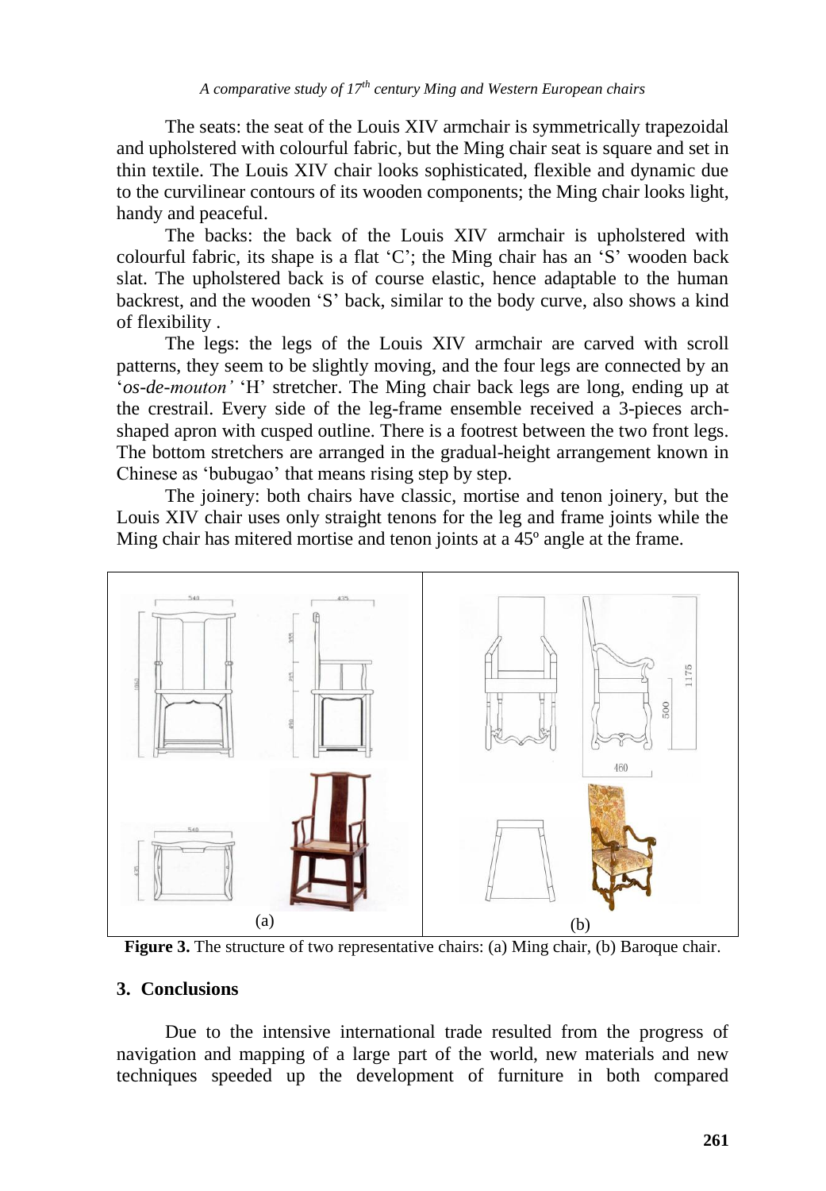The seats: the seat of the Louis XIV armchair is symmetrically trapezoidal and upholstered with colourful fabric, but the Ming chair seat is square and set in thin textile. The Louis XIV chair looks sophisticated, flexible and dynamic due to the curvilinear contours of its wooden components; the Ming chair looks light, handy and peaceful.

The backs: the back of the Louis XIV armchair is upholstered with colourful fabric, its shape is a flat 'C'; the Ming chair has an 'S' wooden back slat. The upholstered back is of course elastic, hence adaptable to the human backrest, and the wooden 'S' back, similar to the body curve, also shows a kind of flexibility .

The legs: the legs of the Louis XIV armchair are carved with scroll patterns, they seem to be slightly moving, and the four legs are connected by an '*os-de-mouton'* 'H' stretcher. The Ming chair back legs are long, ending up at the crestrail. Every side of the leg-frame ensemble received a 3-pieces arch-shaped apron with cusped outline. There is a footrest between the two front legs. The bottom stretchers are arranged in the gradual-height arrangement known in Chinese as 'bubugao' that means rising step by step.

The joinery: both chairs have classic, mortise and tenon joinery, but the Louis XIV chair uses only straight tenons for the leg and frame joints while the Ming chair has mitered mortise and tenon joints at a 45º angle at the frame.

**Figure 3.** The structure of two representative chairs: (a) Ming chair, (b) Baroque chair.

## 3. Conclusions

Due to the intensive international trade resulted from the progress of navigation and mapping of a large part of the world, new materials and new techniques speeded up the development of furniture in both compared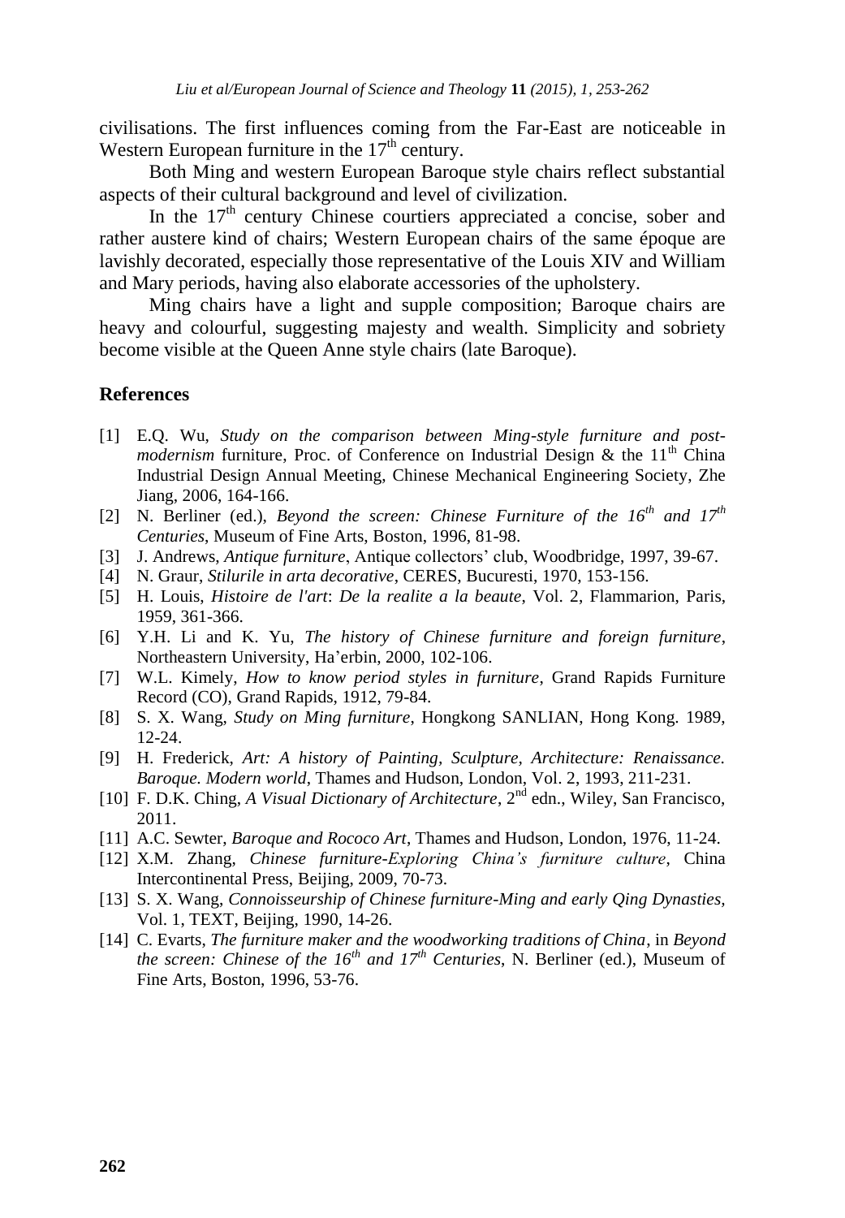civilisations. The first influences coming from the Far-East are noticeable in Western European furniture in the 17th century.

Both Ming and western European Baroque style chairs reflect substantial aspects of their cultural background and level of civilization.

In the 17th century Chinese courtiers appreciated a concise, sober and rather austere kind of chairs; Western European chairs of the same époque are lavishly decorated, especially those representative of the Louis XIV and William and Mary periods, having also elaborate accessories of the upholstery.

Ming chairs have a light and supple composition; Baroque chairs are heavy and colourful, suggesting majesty and wealth. Simplicity and sobriety become visible at the Queen Anne style chairs (late Baroque).

## References

[1] E.Q. Wu, *Study on the comparison between Ming-style furniture and post-modernism* furniture, Proc. of Conference on Industrial Design & the 11th China Industrial Design Annual Meeting, Chinese Mechanical Engineering Society, Zhe Jiang, 2006, 164-166.

[2] N. Berliner (ed.), *Beyond the screen: Chinese Furniture of the 16th and 17th Centuries*, Museum of Fine Arts, Boston, 1996, 81-98.

[3] J. Andrews, *Antique furniture*, Antique collectors' club, Woodbridge, 1997, 39-67.

[4] N. Graur, *Stilurile in arta decorative*, CERES, Bucuresti, 1970, 153-156.

[5] H. Louis, *Histoire de l'art*: *De la realite a la beaute*, Vol. 2, Flammarion, Paris, 1959, 361-366.

[6] Y.H. Li and K. Yu, *The history of Chinese furniture and foreign furniture*, Northeastern University, Ha'erbin, 2000, 102-106.

[7] W.L. Kimely, *How to know period styles in furniture*, Grand Rapids Furniture Record (CO), Grand Rapids, 1912, 79-84.

[8] S. X. Wang, *Study on Ming furniture*, Hongkong SANLIAN, Hong Kong. 1989, 12-24.

[9] H. Frederick, *Art: A history of Painting, Sculpture, Architecture: Renaissance. Baroque. Modern world*, Thames and Hudson, London, Vol. 2, 1993, 211-231.

[10] F. D.K. Ching, *A Visual Dictionary of Architecture*, 2nd edn., Wiley, San Francisco, 2011.

[11] A.C. Sewter, *Baroque and Rococo Art*, Thames and Hudson, London, 1976, 11-24.

[12] X.M. Zhang, *Chinese furniture-Exploring China's furniture culture*, China Intercontinental Press, Beijing, 2009, 70-73.

[13] S. X. Wang, *Connoisseurship of Chinese furniture-Ming and early Qing Dynasties*, Vol. 1, TEXT, Beijing, 1990, 14-26.

[14] C. Evarts, *The furniture maker and the woodworking traditions of China*, in *Beyond the screen: Chinese of the 16th and 17th Centuries*, N. Berliner (ed.), Museum of Fine Arts, Boston, 1996, 53-76.